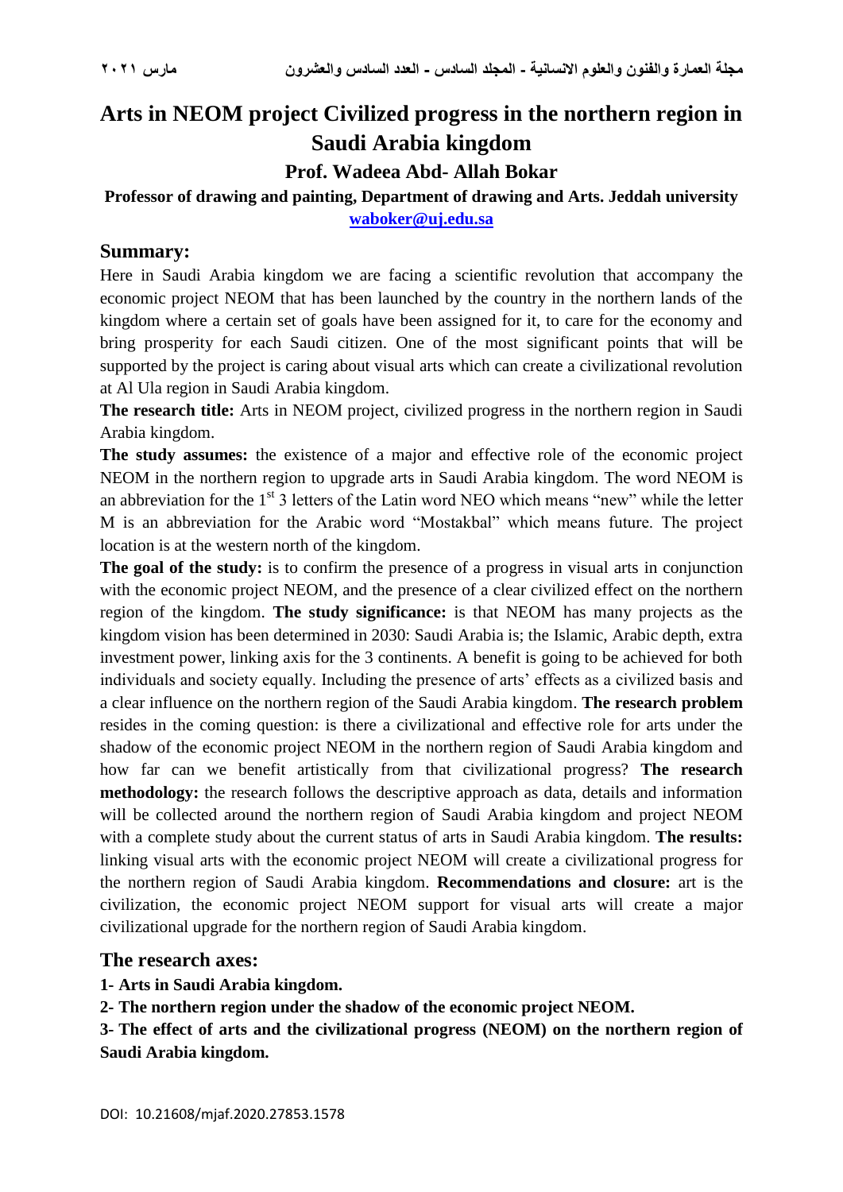# Arts in NEOM project Civilized progress in the northern region in Saudi Arabia kingdom

**Prof. Wadeea Abd- Allah Bokar**

**Professor of drawing and painting, Department of drawing and Arts. Jeddah university**

**waboker@uj.edu.sa**

## Summary:

Here in Saudi Arabia kingdom we are facing a scientific revolution that accompany the economic project NEOM that has been launched by the country in the northern lands of the kingdom where a certain set of goals have been assigned for it, to care for the economy and bring prosperity for each Saudi citizen. One of the most significant points that will be supported by the project is caring about visual arts which can create a civilizational revolution at Al Ula region in Saudi Arabia kingdom.

**The research title:** Arts in NEOM project, civilized progress in the northern region in Saudi Arabia kingdom.

**The study assumes:** the existence of a major and effective role of the economic project NEOM in the northern region to upgrade arts in Saudi Arabia kingdom. The word NEOM is an abbreviation for the 1st 3 letters of the Latin word NEO which means "new" while the letter M is an abbreviation for the Arabic word "Mostakbal" which means future. The project location is at the western north of the kingdom.

**The goal of the study:** is to confirm the presence of a progress in visual arts in conjunction with the economic project NEOM, and the presence of a clear civilized effect on the northern region of the kingdom. **The study significance:** is that NEOM has many projects as the kingdom vision has been determined in 2030: Saudi Arabia is; the Islamic, Arabic depth, extra investment power, linking axis for the 3 continents. A benefit is going to be achieved for both individuals and society equally. Including the presence of arts' effects as a civilized basis and a clear influence on the northern region of the Saudi Arabia kingdom. **The research problem** resides in the coming question: is there a civilizational and effective role for arts under the shadow of the economic project NEOM in the northern region of Saudi Arabia kingdom and how far can we benefit artistically from that civilizational progress? **The research methodology:** the research follows the descriptive approach as data, details and information will be collected around the northern region of Saudi Arabia kingdom and project NEOM with a complete study about the current status of arts in Saudi Arabia kingdom. **The results:** linking visual arts with the economic project NEOM will create a civilizational progress for the northern region of Saudi Arabia kingdom. **Recommendations and closure:** art is the civilization, the economic project NEOM support for visual arts will create a major civilizational upgrade for the northern region of Saudi Arabia kingdom.

## The research axes:

**1- Arts in Saudi Arabia kingdom.**

**2- The northern region under the shadow of the economic project NEOM.**

**3- The effect of arts and the civilizational progress (NEOM) on the northern region of Saudi Arabia kingdom.**

DOI: 10.21608/mjaf.2020.27853.1578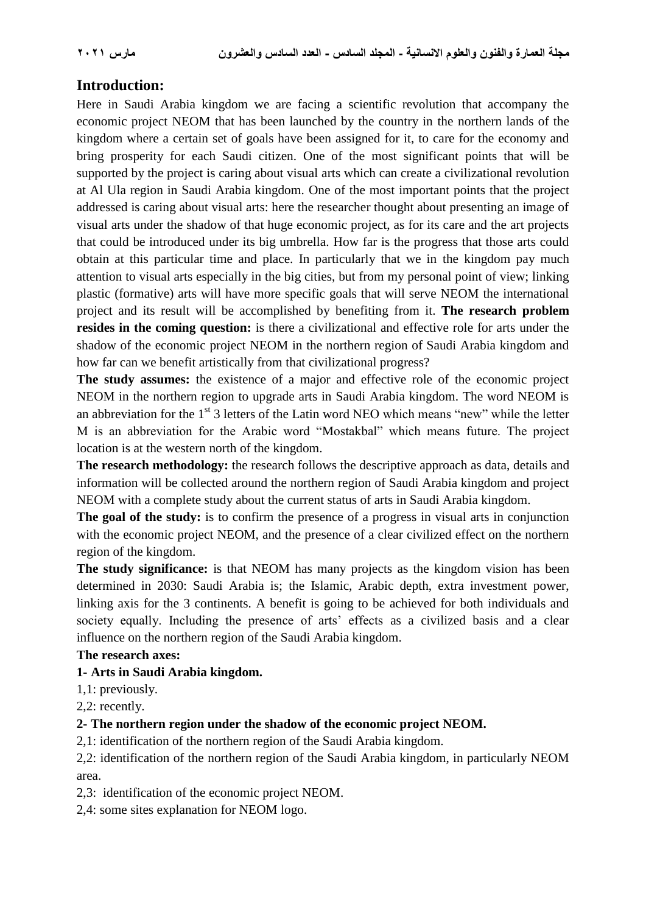## Introduction:

Here in Saudi Arabia kingdom we are facing a scientific revolution that accompany the economic project NEOM that has been launched by the country in the northern lands of the kingdom where a certain set of goals have been assigned for it, to care for the economy and bring prosperity for each Saudi citizen. One of the most significant points that will be supported by the project is caring about visual arts which can create a civilizational revolution at Al Ula region in Saudi Arabia kingdom. One of the most important points that the project addressed is caring about visual arts: here the researcher thought about presenting an image of visual arts under the shadow of that huge economic project, as for its care and the art projects that could be introduced under its big umbrella. How far is the progress that those arts could obtain at this particular time and place. In particularly that we in the kingdom pay much attention to visual arts especially in the big cities, but from my personal point of view; linking plastic (formative) arts will have more specific goals that will serve NEOM the international project and its result will be accomplished by benefiting from it. **The research problem resides in the coming question:** is there a civilizational and effective role for arts under the shadow of the economic project NEOM in the northern region of Saudi Arabia kingdom and how far can we benefit artistically from that civilizational progress?

**The study assumes:** the existence of a major and effective role of the economic project NEOM in the northern region to upgrade arts in Saudi Arabia kingdom. The word NEOM is an abbreviation for the 1st 3 letters of the Latin word NEO which means "new" while the letter M is an abbreviation for the Arabic word "Mostakbal" which means future. The project location is at the western north of the kingdom.

**The research methodology:** the research follows the descriptive approach as data, details and information will be collected around the northern region of Saudi Arabia kingdom and project NEOM with a complete study about the current status of arts in Saudi Arabia kingdom.

**The goal of the study:** is to confirm the presence of a progress in visual arts in conjunction with the economic project NEOM, and the presence of a clear civilized effect on the northern region of the kingdom.

**The study significance:** is that NEOM has many projects as the kingdom vision has been determined in 2030: Saudi Arabia is; the Islamic, Arabic depth, extra investment power, linking axis for the 3 continents. A benefit is going to be achieved for both individuals and society equally. Including the presence of arts' effects as a civilized basis and a clear influence on the northern region of the Saudi Arabia kingdom.

**The research axes:**

**1- Arts in Saudi Arabia kingdom.**

1,1: previously.

2,2: recently.

**2- The northern region under the shadow of the economic project NEOM.**

2,1: identification of the northern region of the Saudi Arabia kingdom.

2,2: identification of the northern region of the Saudi Arabia kingdom, in particularly NEOM area.

2,3: identification of the economic project NEOM.

2,4: some sites explanation for NEOM logo.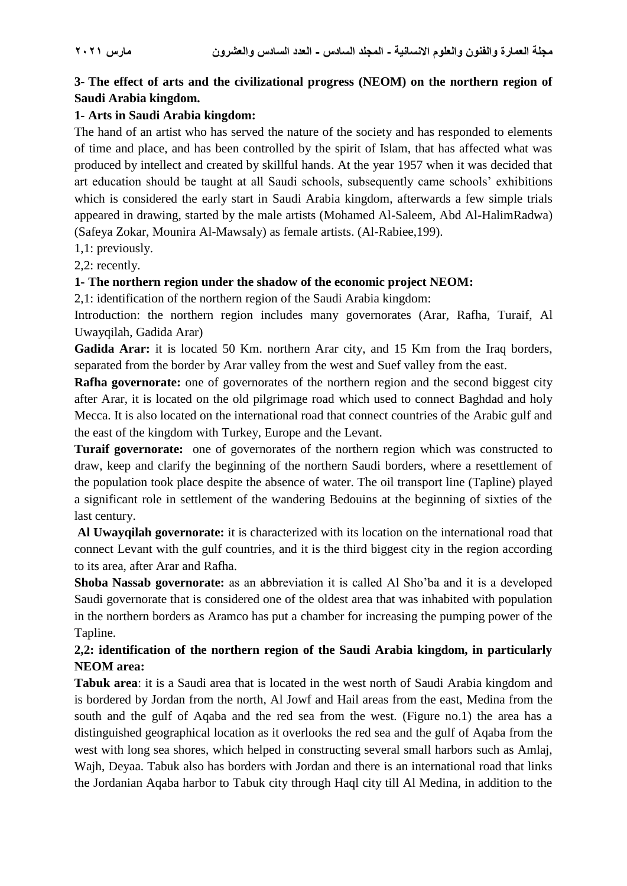**3- The effect of arts and the civilizational progress (NEOM) on the northern region of Saudi Arabia kingdom.**

**1- Arts in Saudi Arabia kingdom:**

The hand of an artist who has served the nature of the society and has responded to elements of time and place, and has been controlled by the spirit of Islam, that has affected what was produced by intellect and created by skillful hands. At the year 1957 when it was decided that art education should be taught at all Saudi schools, subsequently came schools' exhibitions which is considered the early start in Saudi Arabia kingdom, afterwards a few simple trials appeared in drawing, started by the male artists (Mohamed Al-Saleem, Abd Al-HalimRadwa) (Safeya Zokar, Mounira Al-Mawsaly) as female artists. (Al-Rabiee,199).

1,1: previously.

2,2: recently.

**1- The northern region under the shadow of the economic project NEOM:**

2,1: identification of the northern region of the Saudi Arabia kingdom:

Introduction: the northern region includes many governorates (Arar, Rafha, Turaif, Al Uwayqilah, Gadida Arar)

**Gadida Arar:** it is located 50 Km. northern Arar city, and 15 Km from the Iraq borders, separated from the border by Arar valley from the west and Suef valley from the east.

**Rafha governorate:** one of governorates of the northern region and the second biggest city after Arar, it is located on the old pilgrimage road which used to connect Baghdad and holy Mecca. It is also located on the international road that connect countries of the Arabic gulf and the east of the kingdom with Turkey, Europe and the Levant.

**Turaif governorate:** one of governorates of the northern region which was constructed to draw, keep and clarify the beginning of the northern Saudi borders, where a resettlement of the population took place despite the absence of water. The oil transport line (Tapline) played a significant role in settlement of the wandering Bedouins at the beginning of sixties of the last century.

**Al Uwayqilah governorate:** it is characterized with its location on the international road that connect Levant with the gulf countries, and it is the third biggest city in the region according to its area, after Arar and Rafha.

**Shoba Nassab governorate:** as an abbreviation it is called Al Sho'ba and it is a developed Saudi governorate that is considered one of the oldest area that was inhabited with population in the northern borders as Aramco has put a chamber for increasing the pumping power of the Tapline.

**2,2: identification of the northern region of the Saudi Arabia kingdom, in particularly NEOM area:**

**Tabuk area**: it is a Saudi area that is located in the west north of Saudi Arabia kingdom and is bordered by Jordan from the north, Al Jowf and Hail areas from the east, Medina from the south and the gulf of Aqaba and the red sea from the west. (Figure no.1) the area has a distinguished geographical location as it overlooks the red sea and the gulf of Aqaba from the west with long sea shores, which helped in constructing several small harbors such as Amlaj, Wajh, Deyaa. Tabuk also has borders with Jordan and there is an international road that links the Jordanian Aqaba harbor to Tabuk city through Haql city till Al Medina, in addition to the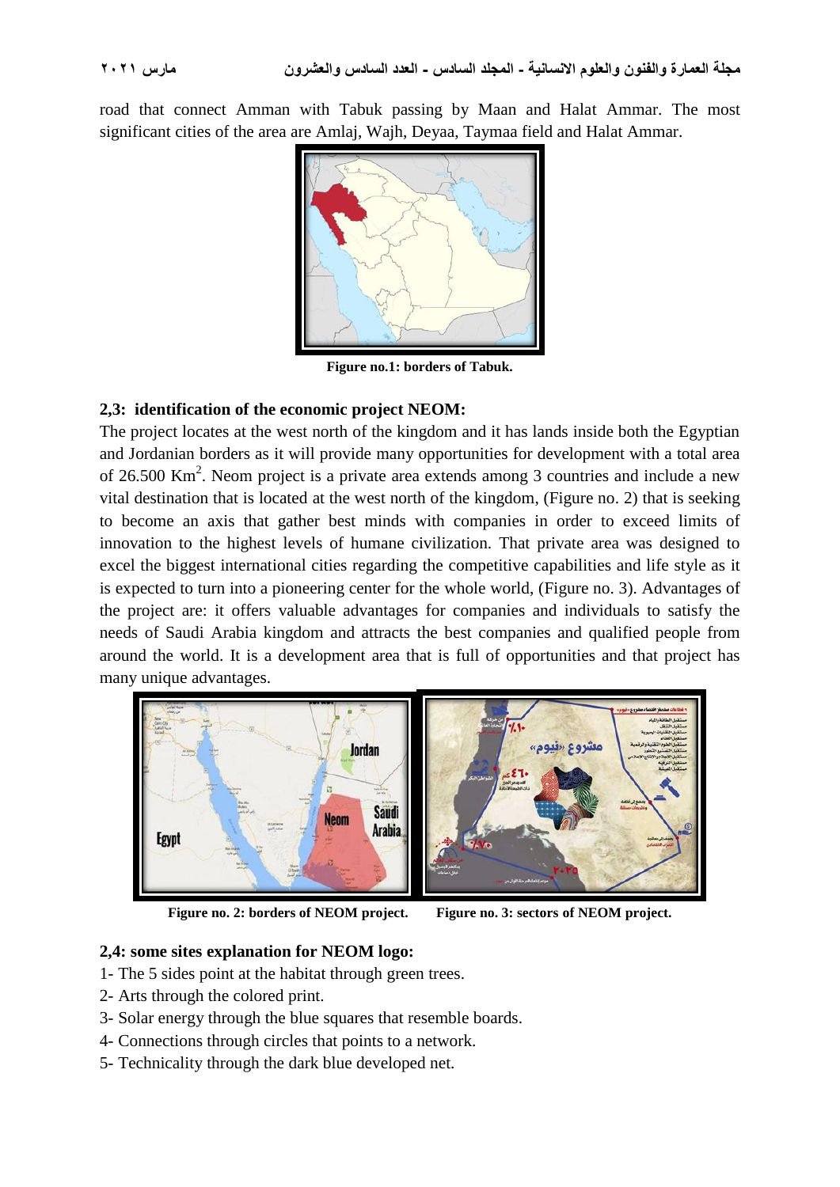road that connect Amman with Tabuk passing by Maan and Halat Ammar. The most significant cities of the area are Amlaj, Wajh, Deyaa, Taymaa field and Halat Ammar.

**Figure no.1: borders of Tabuk.**

### 2,3: identification of the economic project NEOM:

The project locates at the west north of the kingdom and it has lands inside both the Egyptian and Jordanian borders as it will provide many opportunities for development with a total area of 26.500 Km$^2$. Neom project is a private area extends among 3 countries and include a new vital destination that is located at the west north of the kingdom, (Figure no. 2) that is seeking to become an axis that gather best minds with companies in order to exceed limits of innovation to the highest levels of humane civilization. That private area was designed to excel the biggest international cities regarding the competitive capabilities and life style as it is expected to turn into a pioneering center for the whole world, (Figure no. 3). Advantages of the project are: it offers valuable advantages for companies and individuals to satisfy the needs of Saudi Arabia kingdom and attracts the best companies and qualified people from around the world. It is a development area that is full of opportunities and that project has many unique advantages.

**Figure no. 2: borders of NEOM project.** **Figure no. 3: sectors of NEOM project.**

### 2,4: some sites explanation for NEOM logo:

1- The 5 sides point at the habitat through green trees.
2- Arts through the colored print.
3- Solar energy through the blue squares that resemble boards.
4- Connections through circles that points to a network.
5- Technicality through the dark blue developed net.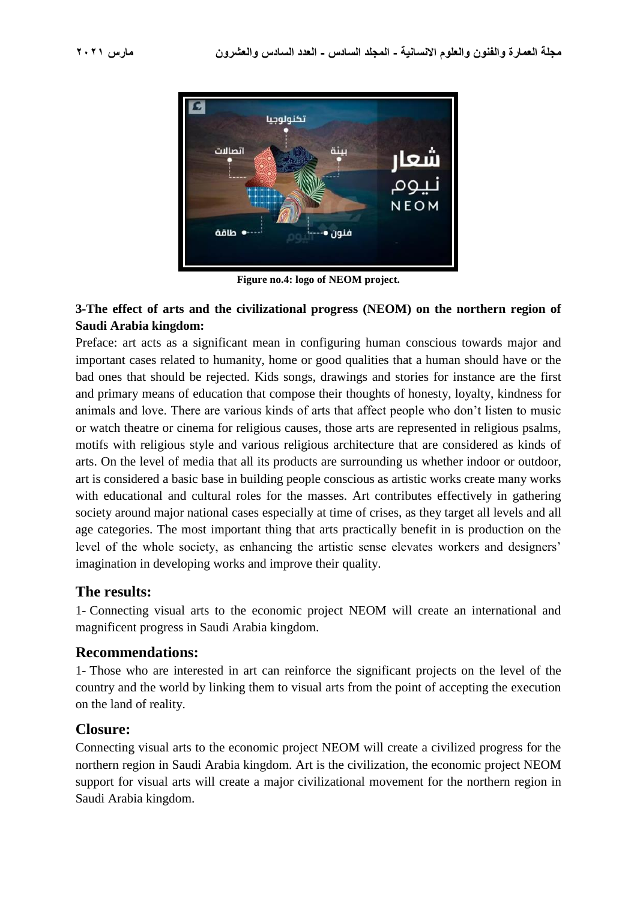Figure no.4: logo of NEOM project.

**3-The effect of arts and the civilizational progress (NEOM) on the northern region of Saudi Arabia kingdom:**

Preface: art acts as a significant mean in configuring human conscious towards major and important cases related to humanity, home or good qualities that a human should have or the bad ones that should be rejected. Kids songs, drawings and stories for instance are the first and primary means of education that compose their thoughts of honesty, loyalty, kindness for animals and love. There are various kinds of arts that affect people who don't listen to music or watch theatre or cinema for religious causes, those arts are represented in religious psalms, motifs with religious style and various religious architecture that are considered as kinds of arts. On the level of media that all its products are surrounding us whether indoor or outdoor, art is considered a basic base in building people conscious as artistic works create many works with educational and cultural roles for the masses. Art contributes effectively in gathering society around major national cases especially at time of crises, as they target all levels and all age categories. The most important thing that arts practically benefit in is production on the level of the whole society, as enhancing the artistic sense elevates workers and designers' imagination in developing works and improve their quality.

## The results:

1- Connecting visual arts to the economic project NEOM will create an international and magnificent progress in Saudi Arabia kingdom.

## Recommendations:

1- Those who are interested in art can reinforce the significant projects on the level of the country and the world by linking them to visual arts from the point of accepting the execution on the land of reality.

## Closure:

Connecting visual arts to the economic project NEOM will create a civilized progress for the northern region in Saudi Arabia kingdom. Art is the civilization, the economic project NEOM support for visual arts will create a major civilizational movement for the northern region in Saudi Arabia kingdom.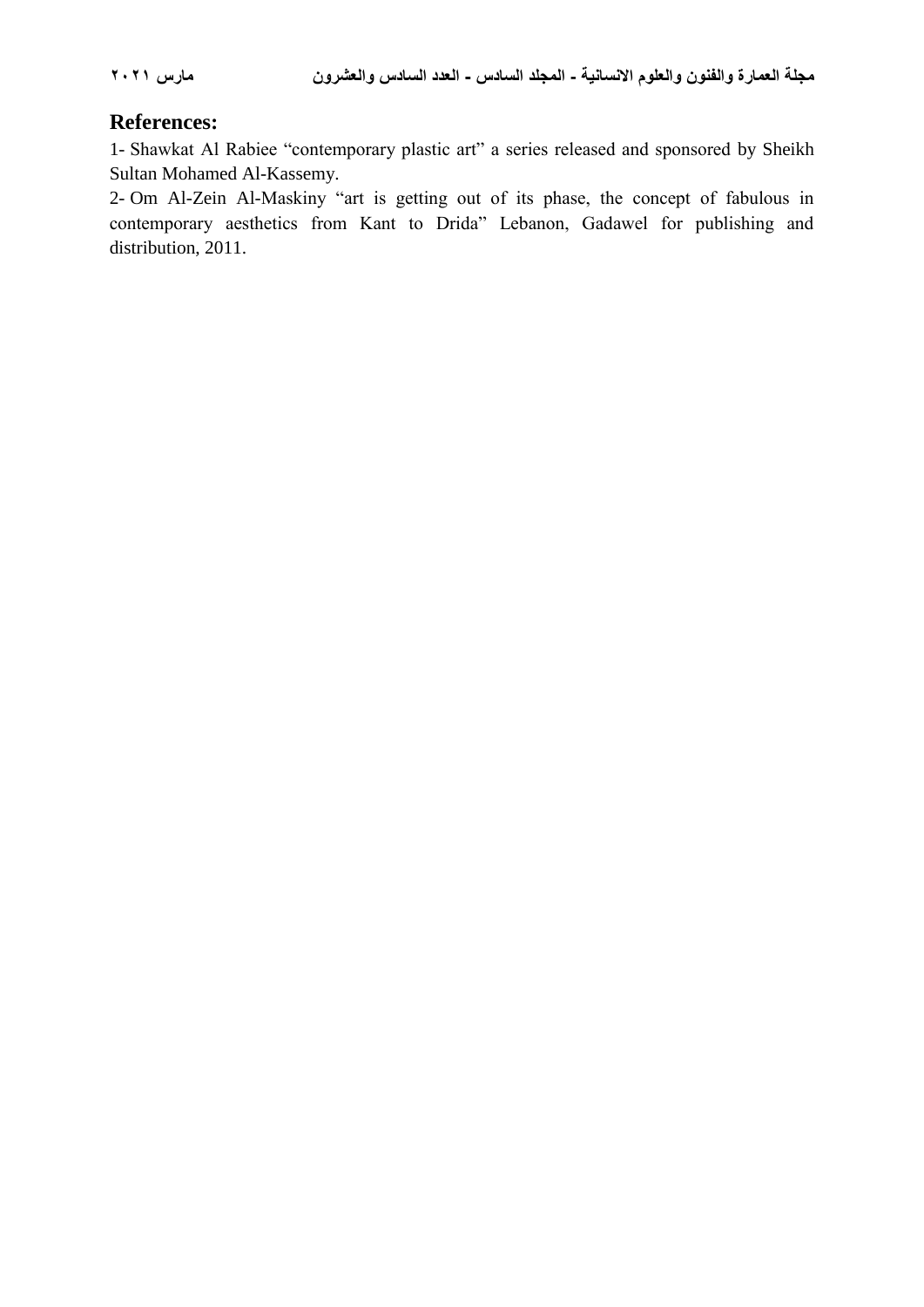## References:

1- Shawkat Al Rabiee “contemporary plastic art” a series released and sponsored by Sheikh Sultan Mohamed Al-Kassemy.

2- Om Al-Zein Al-Maskiny “art is getting out of its phase, the concept of fabulous in contemporary aesthetics from Kant to Drida” Lebanon, Gadawel for publishing and distribution, 2011.